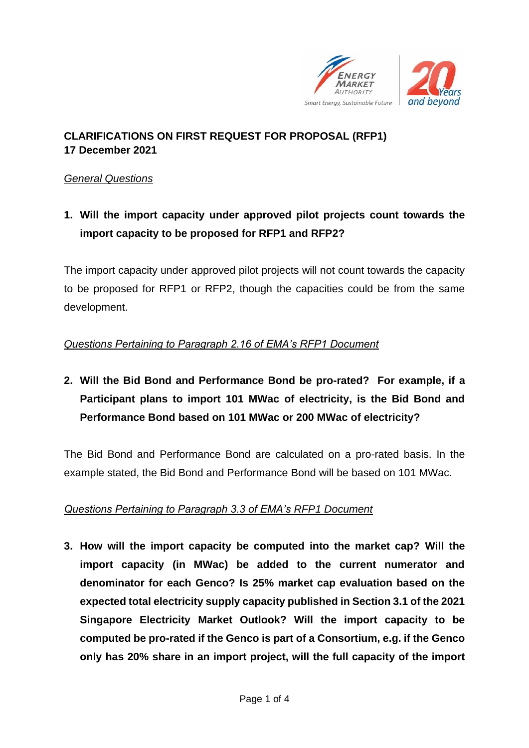**CLARIFICATIONS ON FIRST REQUEST FOR PROPOSAL (RFP1)**
**17 December 2021**

*General Questions*

1. **Will the import capacity under approved pilot projects count towards the import capacity to be proposed for RFP1 and RFP2?**

The import capacity under approved pilot projects will not count towards the capacity to be proposed for RFP1 or RFP2, though the capacities could be from the same development.

*Questions Pertaining to Paragraph 2.16 of EMA's RFP1 Document*

2. **Will the Bid Bond and Performance Bond be pro-rated? For example, if a Participant plans to import 101 MWac of electricity, is the Bid Bond and Performance Bond based on 101 MWac or 200 MWac of electricity?**

The Bid Bond and Performance Bond are calculated on a pro-rated basis. In the example stated, the Bid Bond and Performance Bond will be based on 101 MWac.

*Questions Pertaining to Paragraph 3.3 of EMA's RFP1 Document*

3. **How will the import capacity be computed into the market cap? Will the import capacity (in MWac) be added to the current numerator and denominator for each Genco? Is 25% market cap evaluation based on the expected total electricity supply capacity published in Section 3.1 of the 2021 Singapore Electricity Market Outlook? Will the import capacity to be computed be pro-rated if the Genco is part of a Consortium, e.g. if the Genco only has 20% share in an import project, will the full capacity of the import**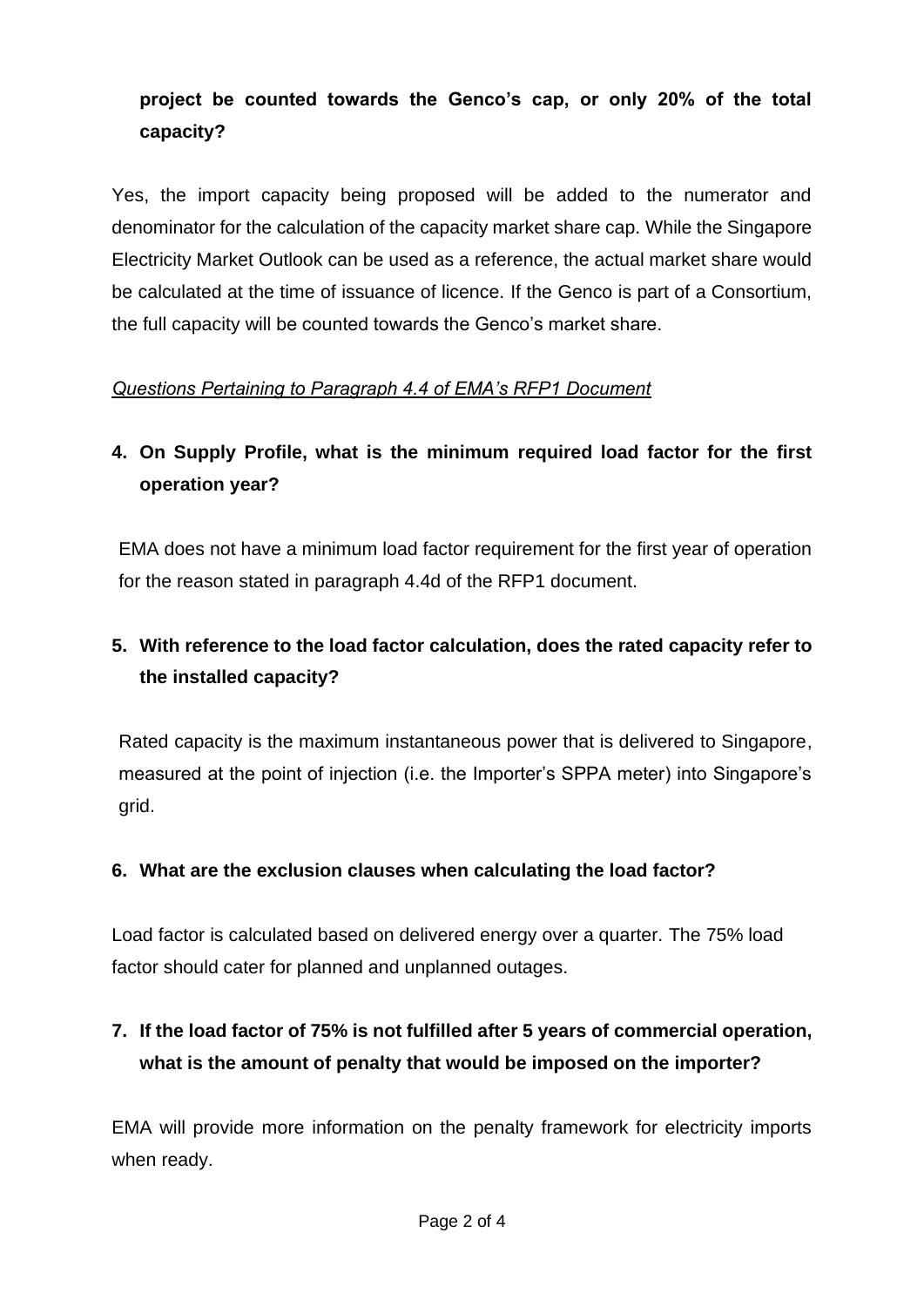**project be counted towards the Genco's cap, or only 20% of the total capacity?**

Yes, the import capacity being proposed will be added to the numerator and denominator for the calculation of the capacity market share cap. While the Singapore Electricity Market Outlook can be used as a reference, the actual market share would be calculated at the time of issuance of licence. If the Genco is part of a Consortium, the full capacity will be counted towards the Genco's market share.

*Questions Pertaining to Paragraph 4.4 of EMA's RFP1 Document*

**4. On Supply Profile, what is the minimum required load factor for the first operation year?**

EMA does not have a minimum load factor requirement for the first year of operation for the reason stated in paragraph 4.4d of the RFP1 document.

**5. With reference to the load factor calculation, does the rated capacity refer to the installed capacity?**

Rated capacity is the maximum instantaneous power that is delivered to Singapore, measured at the point of injection (i.e. the Importer's SPPA meter) into Singapore's grid.

**6. What are the exclusion clauses when calculating the load factor?**

Load factor is calculated based on delivered energy over a quarter. The 75% load factor should cater for planned and unplanned outages.

**7. If the load factor of 75% is not fulfilled after 5 years of commercial operation, what is the amount of penalty that would be imposed on the importer?**

EMA will provide more information on the penalty framework for electricity imports when ready.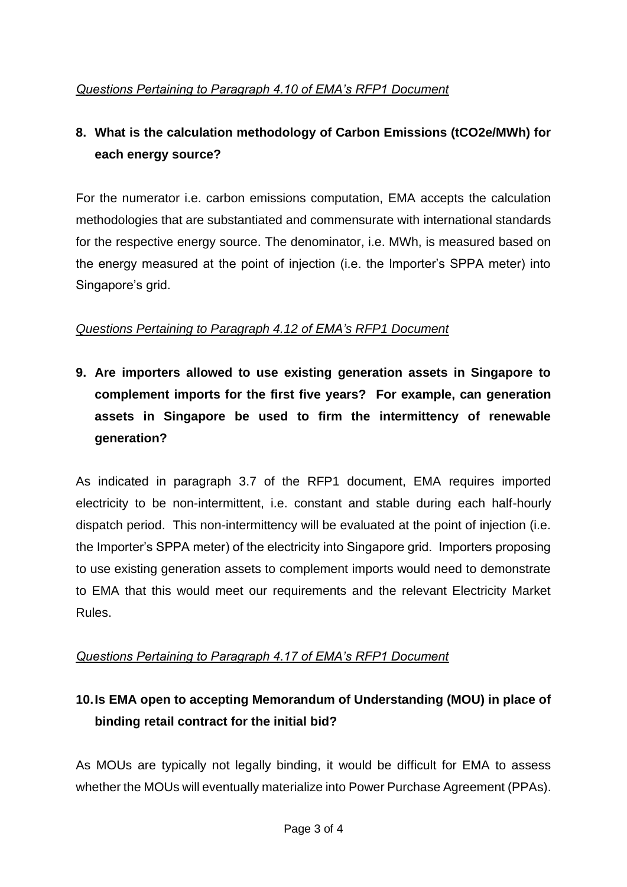*Questions Pertaining to Paragraph 4.10 of EMA's RFP1 Document*

**8. What is the calculation methodology of Carbon Emissions (tCO2e/MWh) for each energy source?**

For the numerator i.e. carbon emissions computation, EMA accepts the calculation methodologies that are substantiated and commensurate with international standards for the respective energy source. The denominator, i.e. MWh, is measured based on the energy measured at the point of injection (i.e. the Importer's SPPA meter) into Singapore's grid.

*Questions Pertaining to Paragraph 4.12 of EMA's RFP1 Document*

**9. Are importers allowed to use existing generation assets in Singapore to complement imports for the first five years? For example, can generation assets in Singapore be used to firm the intermittency of renewable generation?**

As indicated in paragraph 3.7 of the RFP1 document, EMA requires imported electricity to be non-intermittent, i.e. constant and stable during each half-hourly dispatch period. This non-intermittency will be evaluated at the point of injection (i.e. the Importer's SPPA meter) of the electricity into Singapore grid. Importers proposing to use existing generation assets to complement imports would need to demonstrate to EMA that this would meet our requirements and the relevant Electricity Market Rules.

*Questions Pertaining to Paragraph 4.17 of EMA's RFP1 Document*

**10. Is EMA open to accepting Memorandum of Understanding (MOU) in place of binding retail contract for the initial bid?**

As MOUs are typically not legally binding, it would be difficult for EMA to assess whether the MOUs will eventually materialize into Power Purchase Agreement (PPAs).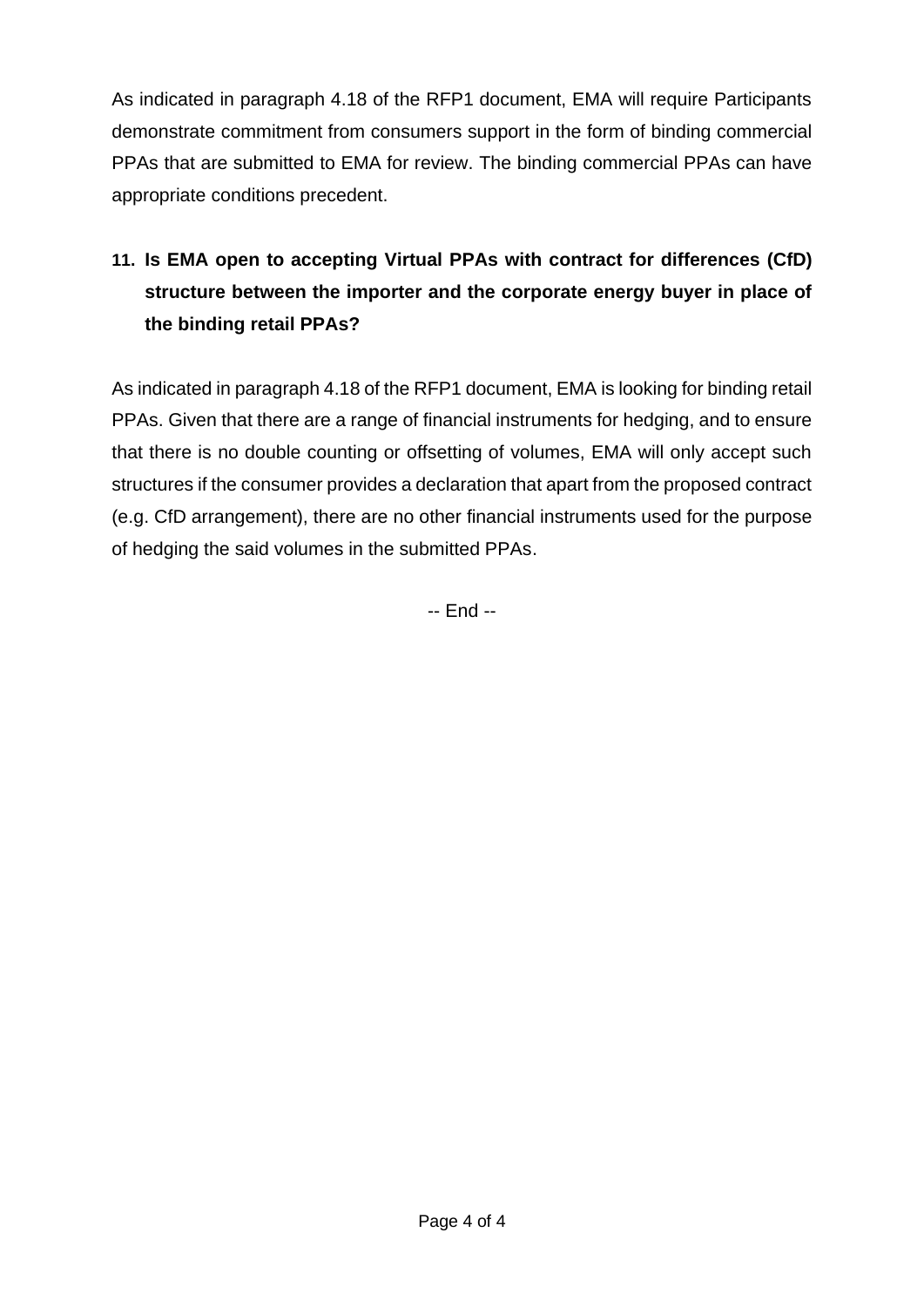As indicated in paragraph 4.18 of the RFP1 document, EMA will require Participants demonstrate commitment from consumers support in the form of binding commercial PPAs that are submitted to EMA for review. The binding commercial PPAs can have appropriate conditions precedent.

**11. Is EMA open to accepting Virtual PPAs with contract for differences (CfD) structure between the importer and the corporate energy buyer in place of the binding retail PPAs?**

As indicated in paragraph 4.18 of the RFP1 document, EMA is looking for binding retail PPAs. Given that there are a range of financial instruments for hedging, and to ensure that there is no double counting or offsetting of volumes, EMA will only accept such structures if the consumer provides a declaration that apart from the proposed contract (e.g. CfD arrangement), there are no other financial instruments used for the purpose of hedging the said volumes in the submitted PPAs.

-- End --